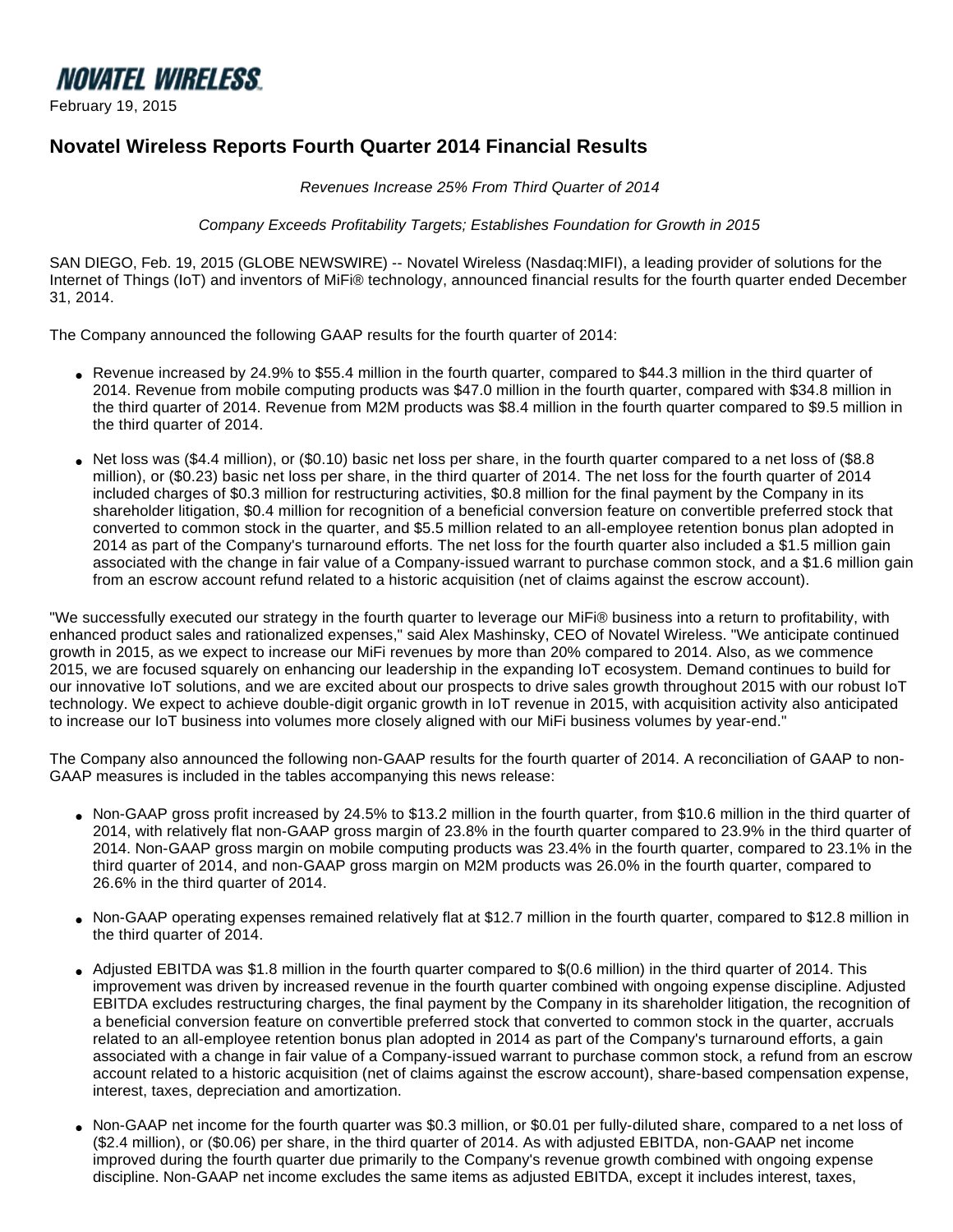NOVATEL WIRELESS

February 19, 2015

# Novatel Wireless Reports Fourth Quarter 2014 Financial Results

*Revenues Increase 25% From Third Quarter of 2014*

*Company Exceeds Profitability Targets; Establishes Foundation for Growth in 2015*

SAN DIEGO, Feb. 19, 2015 (GLOBE NEWSWIRE) -- Novatel Wireless (Nasdaq:MIFI), a leading provider of solutions for the Internet of Things (IoT) and inventors of MiFi® technology, announced financial results for the fourth quarter ended December 31, 2014.

The Company announced the following GAAP results for the fourth quarter of 2014:

- Revenue increased by 24.9% to $55.4 million in the fourth quarter, compared to $44.3 million in the third quarter of 2014. Revenue from mobile computing products was $47.0 million in the fourth quarter, compared with $34.8 million in the third quarter of 2014. Revenue from M2M products was $8.4 million in the fourth quarter compared to $9.5 million in the third quarter of 2014.
- Net loss was ($4.4 million), or ($0.10) basic net loss per share, in the fourth quarter compared to a net loss of ($8.8 million), or ($0.23) basic net loss per share, in the third quarter of 2014. The net loss for the fourth quarter of 2014 included charges of $0.3 million for restructuring activities, $0.8 million for the final payment by the Company in its shareholder litigation, $0.4 million for recognition of a beneficial conversion feature on convertible preferred stock that converted to common stock in the quarter, and $5.5 million related to an all-employee retention bonus plan adopted in 2014 as part of the Company's turnaround efforts. The net loss for the fourth quarter also included a $1.5 million gain associated with the change in fair value of a Company-issued warrant to purchase common stock, and a $1.6 million gain from an escrow account refund related to a historic acquisition (net of claims against the escrow account).

"We successfully executed our strategy in the fourth quarter to leverage our MiFi® business into a return to profitability, with enhanced product sales and rationalized expenses," said Alex Mashinsky, CEO of Novatel Wireless. "We anticipate continued growth in 2015, as we expect to increase our MiFi revenues by more than 20% compared to 2014. Also, as we commence 2015, we are focused squarely on enhancing our leadership in the expanding IoT ecosystem. Demand continues to build for our innovative IoT solutions, and we are excited about our prospects to drive sales growth throughout 2015 with our robust IoT technology. We expect to achieve double-digit organic growth in IoT revenue in 2015, with acquisition activity also anticipated to increase our IoT business into volumes more closely aligned with our MiFi business volumes by year-end."

The Company also announced the following non-GAAP results for the fourth quarter of 2014. A reconciliation of GAAP to non-GAAP measures is included in the tables accompanying this news release:

- Non-GAAP gross profit increased by 24.5% to $13.2 million in the fourth quarter, from $10.6 million in the third quarter of 2014, with relatively flat non-GAAP gross margin of 23.8% in the fourth quarter compared to 23.9% in the third quarter of 2014. Non-GAAP gross margin on mobile computing products was 23.4% in the fourth quarter, compared to 23.1% in the third quarter of 2014, and non-GAAP gross margin on M2M products was 26.0% in the fourth quarter, compared to 26.6% in the third quarter of 2014.
- Non-GAAP operating expenses remained relatively flat at $12.7 million in the fourth quarter, compared to $12.8 million in the third quarter of 2014.
- Adjusted EBITDA was $1.8 million in the fourth quarter compared to $(0.6 million) in the third quarter of 2014. This improvement was driven by increased revenue in the fourth quarter combined with ongoing expense discipline. Adjusted EBITDA excludes restructuring charges, the final payment by the Company in its shareholder litigation, the recognition of a beneficial conversion feature on convertible preferred stock that converted to common stock in the quarter, accruals related to an all-employee retention bonus plan adopted in 2014 as part of the Company's turnaround efforts, a gain associated with a change in fair value of a Company-issued warrant to purchase common stock, a refund from an escrow account related to a historic acquisition (net of claims against the escrow account), share-based compensation expense, interest, taxes, depreciation and amortization.
- Non-GAAP net income for the fourth quarter was $0.3 million, or $0.01 per fully-diluted share, compared to a net loss of ($2.4 million), or ($0.06) per share, in the third quarter of 2014. As with adjusted EBITDA, non-GAAP net income improved during the fourth quarter due primarily to the Company's revenue growth combined with ongoing expense discipline. Non-GAAP net income excludes the same items as adjusted EBITDA, except it includes interest, taxes,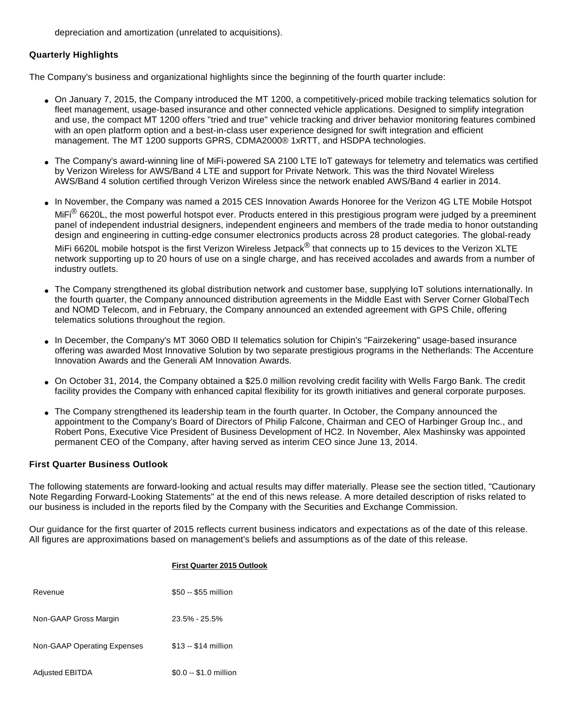depreciation and amortization (unrelated to acquisitions).

**Quarterly Highlights**

The Company's business and organizational highlights since the beginning of the fourth quarter include:

- On January 7, 2015, the Company introduced the MT 1200, a competitively-priced mobile tracking telematics solution for fleet management, usage-based insurance and other connected vehicle applications. Designed to simplify integration and use, the compact MT 1200 offers "tried and true" vehicle tracking and driver behavior monitoring features combined with an open platform option and a best-in-class user experience designed for swift integration and efficient management. The MT 1200 supports GPRS, CDMA2000® 1xRTT, and HSDPA technologies.
- The Company's award-winning line of MiFi-powered SA 2100 LTE IoT gateways for telemetry and telematics was certified by Verizon Wireless for AWS/Band 4 LTE and support for Private Network. This was the third Novatel Wireless AWS/Band 4 solution certified through Verizon Wireless since the network enabled AWS/Band 4 earlier in 2014.
- In November, the Company was named a 2015 CES Innovation Awards Honoree for the Verizon 4G LTE Mobile Hotspot MiFi® 6620L, the most powerful hotspot ever. Products entered in this prestigious program were judged by a preeminent panel of independent industrial designers, independent engineers and members of the trade media to honor outstanding design and engineering in cutting-edge consumer electronics products across 28 product categories. The global-ready MiFi 6620L mobile hotspot is the first Verizon Wireless Jetpack® that connects up to 15 devices to the Verizon XLTE network supporting up to 20 hours of use on a single charge, and has received accolades and awards from a number of industry outlets.
- The Company strengthened its global distribution network and customer base, supplying IoT solutions internationally. In the fourth quarter, the Company announced distribution agreements in the Middle East with Server Corner GlobalTech and NOMD Telecom, and in February, the Company announced an extended agreement with GPS Chile, offering telematics solutions throughout the region.
- In December, the Company's MT 3060 OBD II telematics solution for Chipin's "Fairzekering" usage-based insurance offering was awarded Most Innovative Solution by two separate prestigious programs in the Netherlands: The Accenture Innovation Awards and the Generali AM Innovation Awards.
- On October 31, 2014, the Company obtained a $25.0 million revolving credit facility with Wells Fargo Bank. The credit facility provides the Company with enhanced capital flexibility for its growth initiatives and general corporate purposes.
- The Company strengthened its leadership team in the fourth quarter. In October, the Company announced the appointment to the Company's Board of Directors of Philip Falcone, Chairman and CEO of Harbinger Group Inc., and Robert Pons, Executive Vice President of Business Development of HC2. In November, Alex Mashinsky was appointed permanent CEO of the Company, after having served as interim CEO since June 13, 2014.

**First Quarter Business Outlook**

The following statements are forward-looking and actual results may differ materially. Please see the section titled, "Cautionary Note Regarding Forward-Looking Statements" at the end of this news release. A more detailed description of risks related to our business is included in the reports filed by the Company with the Securities and Exchange Commission.

Our guidance for the first quarter of 2015 reflects current business indicators and expectations as of the date of this release. All figures are approximations based on management's beliefs and assumptions as of the date of this release.

| | First Quarter 2015 Outlook |
|---|---|
| Revenue | $50 -- $55 million |
| Non-GAAP Gross Margin | 23.5% - 25.5% |
| Non-GAAP Operating Expenses | $13 -- $14 million |
| Adjusted EBITDA | $0.0 -- $1.0 million |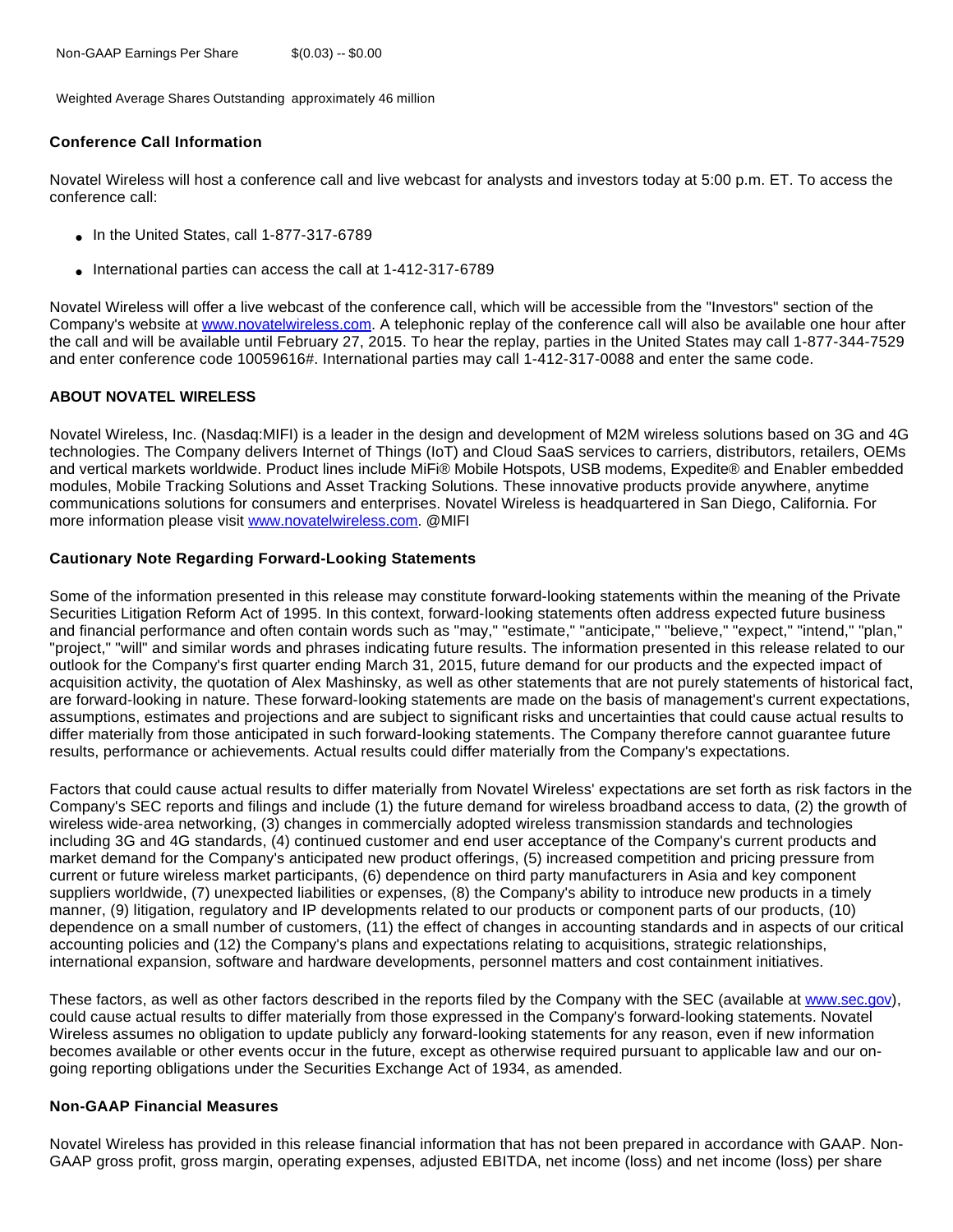| | |
|---|---|
| Non-GAAP Earnings Per Share | $(0.03) -- $0.00 |
| Weighted Average Shares Outstanding | approximately 46 million |

**Conference Call Information**

Novatel Wireless will host a conference call and live webcast for analysts and investors today at 5:00 p.m. ET. To access the conference call:

- In the United States, call 1-877-317-6789
- International parties can access the call at 1-412-317-6789

Novatel Wireless will offer a live webcast of the conference call, which will be accessible from the "Investors" section of the Company's website at www.novatelwireless.com. A telephonic replay of the conference call will also be available one hour after the call and will be available until February 27, 2015. To hear the replay, parties in the United States may call 1-877-344-7529 and enter conference code 10059616#. International parties may call 1-412-317-0088 and enter the same code.

**ABOUT NOVATEL WIRELESS**

Novatel Wireless, Inc. (Nasdaq:MIFI) is a leader in the design and development of M2M wireless solutions based on 3G and 4G technologies. The Company delivers Internet of Things (IoT) and Cloud SaaS services to carriers, distributors, retailers, OEMs and vertical markets worldwide. Product lines include MiFi® Mobile Hotspots, USB modems, Expedite® and Enabler embedded modules, Mobile Tracking Solutions and Asset Tracking Solutions. These innovative products provide anywhere, anytime communications solutions for consumers and enterprises. Novatel Wireless is headquartered in San Diego, California. For more information please visit www.novatelwireless.com. @MIFI

**Cautionary Note Regarding Forward-Looking Statements**

Some of the information presented in this release may constitute forward-looking statements within the meaning of the Private Securities Litigation Reform Act of 1995. In this context, forward-looking statements often address expected future business and financial performance and often contain words such as "may," "estimate," "anticipate," "believe," "expect," "intend," "plan," "project," "will" and similar words and phrases indicating future results. The information presented in this release related to our outlook for the Company's first quarter ending March 31, 2015, future demand for our products and the expected impact of acquisition activity, the quotation of Alex Mashinsky, as well as other statements that are not purely statements of historical fact, are forward-looking in nature. These forward-looking statements are made on the basis of management's current expectations, assumptions, estimates and projections and are subject to significant risks and uncertainties that could cause actual results to differ materially from those anticipated in such forward-looking statements. The Company therefore cannot guarantee future results, performance or achievements. Actual results could differ materially from the Company's expectations.

Factors that could cause actual results to differ materially from Novatel Wireless' expectations are set forth as risk factors in the Company's SEC reports and filings and include (1) the future demand for wireless broadband access to data, (2) the growth of wireless wide-area networking, (3) changes in commercially adopted wireless transmission standards and technologies including 3G and 4G standards, (4) continued customer and end user acceptance of the Company's current products and market demand for the Company's anticipated new product offerings, (5) increased competition and pricing pressure from current or future wireless market participants, (6) dependence on third party manufacturers in Asia and key component suppliers worldwide, (7) unexpected liabilities or expenses, (8) the Company's ability to introduce new products in a timely manner, (9) litigation, regulatory and IP developments related to our products or component parts of our products, (10) dependence on a small number of customers, (11) the effect of changes in accounting standards and in aspects of our critical accounting policies and (12) the Company's plans and expectations relating to acquisitions, strategic relationships, international expansion, software and hardware developments, personnel matters and cost containment initiatives.

These factors, as well as other factors described in the reports filed by the Company with the SEC (available at www.sec.gov), could cause actual results to differ materially from those expressed in the Company's forward-looking statements. Novatel Wireless assumes no obligation to update publicly any forward-looking statements for any reason, even if new information becomes available or other events occur in the future, except as otherwise required pursuant to applicable law and our on-going reporting obligations under the Securities Exchange Act of 1934, as amended.

**Non-GAAP Financial Measures**

Novatel Wireless has provided in this release financial information that has not been prepared in accordance with GAAP. Non-GAAP gross profit, gross margin, operating expenses, adjusted EBITDA, net income (loss) and net income (loss) per share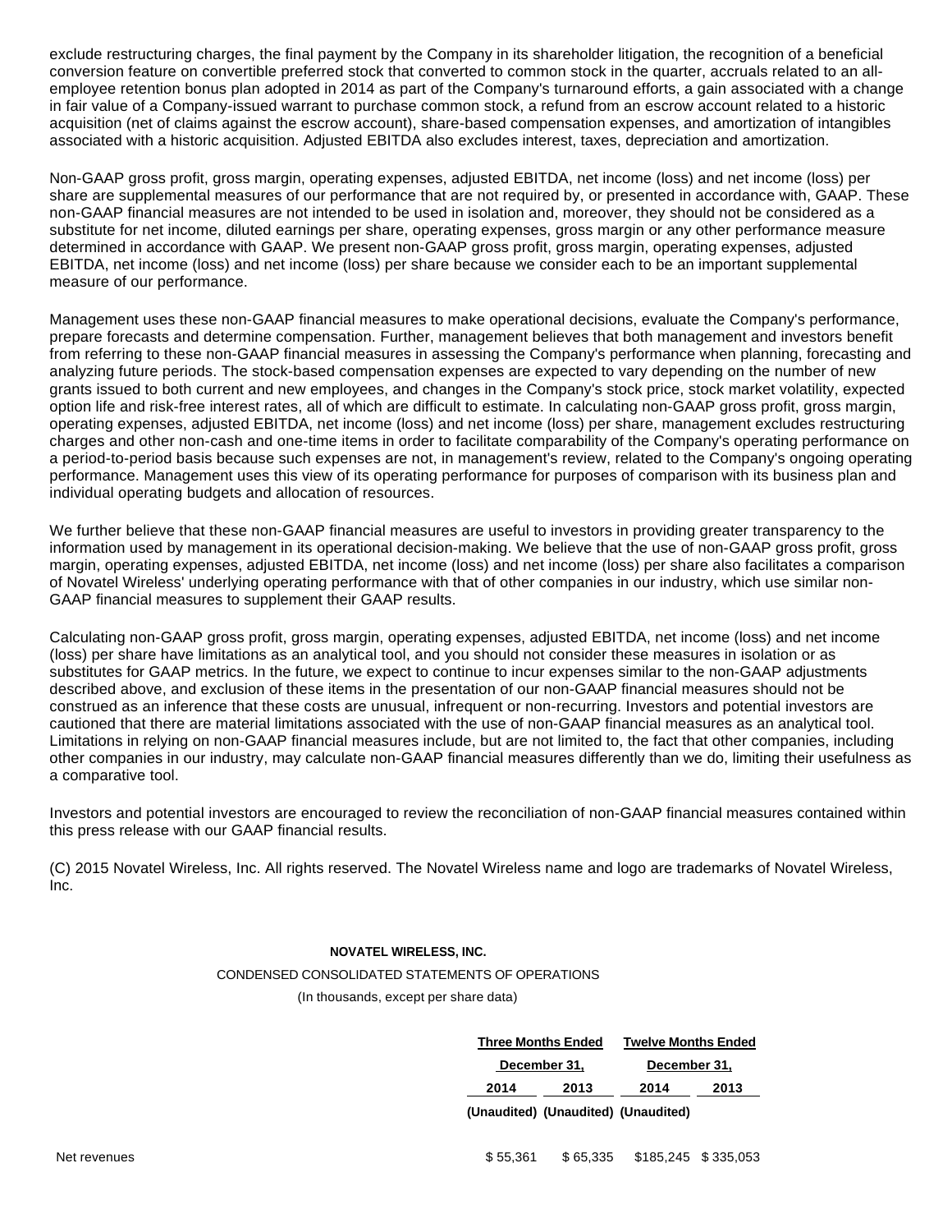exclude restructuring charges, the final payment by the Company in its shareholder litigation, the recognition of a beneficial conversion feature on convertible preferred stock that converted to common stock in the quarter, accruals related to an all-employee retention bonus plan adopted in 2014 as part of the Company's turnaround efforts, a gain associated with a change in fair value of a Company-issued warrant to purchase common stock, a refund from an escrow account related to a historic acquisition (net of claims against the escrow account), share-based compensation expenses, and amortization of intangibles associated with a historic acquisition. Adjusted EBITDA also excludes interest, taxes, depreciation and amortization.

Non-GAAP gross profit, gross margin, operating expenses, adjusted EBITDA, net income (loss) and net income (loss) per share are supplemental measures of our performance that are not required by, or presented in accordance with, GAAP. These non-GAAP financial measures are not intended to be used in isolation and, moreover, they should not be considered as a substitute for net income, diluted earnings per share, operating expenses, gross margin or any other performance measure determined in accordance with GAAP. We present non-GAAP gross profit, gross margin, operating expenses, adjusted EBITDA, net income (loss) and net income (loss) per share because we consider each to be an important supplemental measure of our performance.

Management uses these non-GAAP financial measures to make operational decisions, evaluate the Company's performance, prepare forecasts and determine compensation. Further, management believes that both management and investors benefit from referring to these non-GAAP financial measures in assessing the Company's performance when planning, forecasting and analyzing future periods. The stock-based compensation expenses are expected to vary depending on the number of new grants issued to both current and new employees, and changes in the Company's stock price, stock market volatility, expected option life and risk-free interest rates, all of which are difficult to estimate. In calculating non-GAAP gross profit, gross margin, operating expenses, adjusted EBITDA, net income (loss) and net income (loss) per share, management excludes restructuring charges and other non-cash and one-time items in order to facilitate comparability of the Company's operating performance on a period-to-period basis because such expenses are not, in management's review, related to the Company's ongoing operating performance. Management uses this view of its operating performance for purposes of comparison with its business plan and individual operating budgets and allocation of resources.

We further believe that these non-GAAP financial measures are useful to investors in providing greater transparency to the information used by management in its operational decision-making. We believe that the use of non-GAAP gross profit, gross margin, operating expenses, adjusted EBITDA, net income (loss) and net income (loss) per share also facilitates a comparison of Novatel Wireless' underlying operating performance with that of other companies in our industry, which use similar non-GAAP financial measures to supplement their GAAP results.

Calculating non-GAAP gross profit, gross margin, operating expenses, adjusted EBITDA, net income (loss) and net income (loss) per share have limitations as an analytical tool, and you should not consider these measures in isolation or as substitutes for GAAP metrics. In the future, we expect to continue to incur expenses similar to the non-GAAP adjustments described above, and exclusion of these items in the presentation of our non-GAAP financial measures should not be construed as an inference that these costs are unusual, infrequent or non-recurring. Investors and potential investors are cautioned that there are material limitations associated with the use of non-GAAP financial measures as an analytical tool. Limitations in relying on non-GAAP financial measures include, but are not limited to, the fact that other companies, including other companies in our industry, may calculate non-GAAP financial measures differently than we do, limiting their usefulness as a comparative tool.

Investors and potential investors are encouraged to review the reconciliation of non-GAAP financial measures contained within this press release with our GAAP financial results.

(C) 2015 Novatel Wireless, Inc. All rights reserved. The Novatel Wireless name and logo are trademarks of Novatel Wireless, Inc.

**NOVATEL WIRELESS, INC.**

CONDENSED CONSOLIDATED STATEMENTS OF OPERATIONS

(In thousands, except per share data)

| | Three Months Ended December 31, | | Twelve Months Ended December 31, | |
|---|---|---|---|---|
| | 2014 | 2013 | 2014 | 2013 |
| | (Unaudited) | (Unaudited) | (Unaudited) | |
| Net revenues | $ 55,361 | $ 65,335 | $185,245 | $ 335,053 |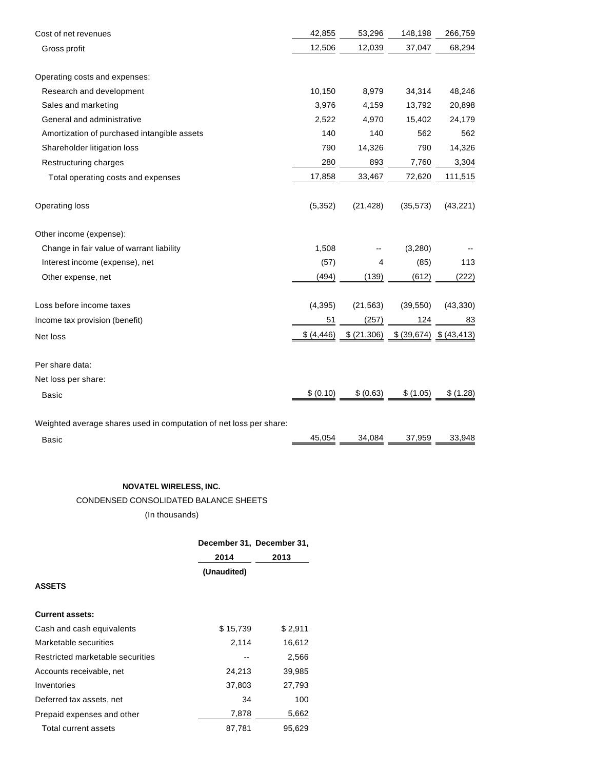| | | | | |
|---|---|---|---|---|
| Cost of net revenues | 42,855 | 53,296 | 148,198 | 266,759 |
| Gross profit | 12,506 | 12,039 | 37,047 | 68,294 |
| | | | | |
| Operating costs and expenses: | | | | |
| Research and development | 10,150 | 8,979 | 34,314 | 48,246 |
| Sales and marketing | 3,976 | 4,159 | 13,792 | 20,898 |
| General and administrative | 2,522 | 4,970 | 15,402 | 24,179 |
| Amortization of purchased intangible assets | 140 | 140 | 562 | 562 |
| Shareholder litigation loss | 790 | 14,326 | 790 | 14,326 |
| Restructuring charges | 280 | 893 | 7,760 | 3,304 |
| Total operating costs and expenses | 17,858 | 33,467 | 72,620 | 111,515 |
| | | | | |
| Operating loss | (5,352) | (21,428) | (35,573) | (43,221) |
| | | | | |
| Other income (expense): | | | | |
| Change in fair value of warrant liability | 1,508 | -- | (3,280) | -- |
| Interest income (expense), net | (57) | 4 | (85) | 113 |
| Other expense, net | (494) | (139) | (612) | (222) |
| | | | | |
| Loss before income taxes | (4,395) | (21,563) | (39,550) | (43,330) |
| Income tax provision (benefit) | 51 | (257) | 124 | 83 |
| Net loss | $ (4,446) | $ (21,306) | $ (39,674) | $ (43,413) |
| | | | | |
| Per share data: | | | | |
| Net loss per share: | | | | |
| Basic | $ (0.10) | $ (0.63) | $ (1.05) | $ (1.28) |
| | | | | |
| Weighted average shares used in computation of net loss per share: | | | | |
| Basic | 45,054 | 34,084 | 37,959 | 33,948 |

**NOVATEL WIRELESS, INC.**

CONDENSED CONSOLIDATED BALANCE SHEETS

(In thousands)

| | **December 31, 2014** | **December 31, 2013** |
|---|---|---|
| | **(Unaudited)** | |
| **ASSETS** | | |
| **Current assets:** | | |
| Cash and cash equivalents | $ 15,739 | $ 2,911 |
| Marketable securities | 2,114 | 16,612 |
| Restricted marketable securities | -- | 2,566 |
| Accounts receivable, net | 24,213 | 39,985 |
| Inventories | 37,803 | 27,793 |
| Deferred tax assets, net | 34 | 100 |
| Prepaid expenses and other | 7,878 | 5,662 |
| Total current assets | 87,781 | 95,629 |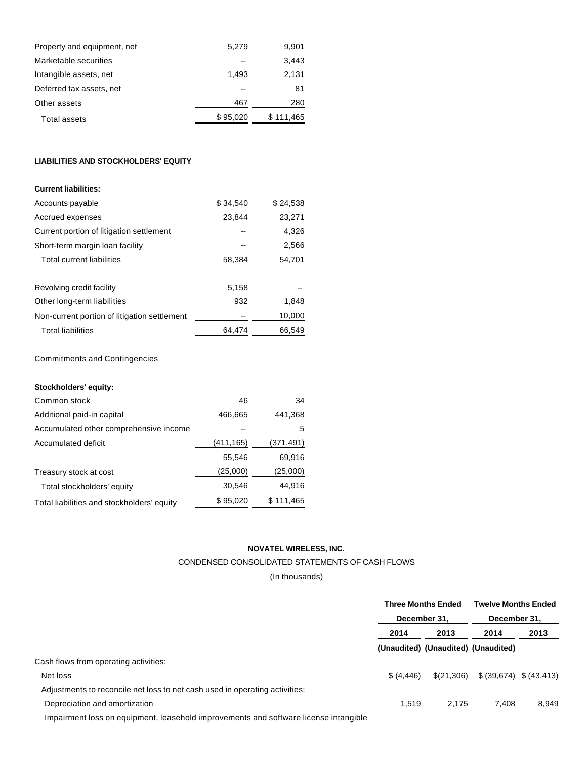| | | |
|---|---|---|
| Property and equipment, net | 5,279 | 9,901 |
| Marketable securities | -- | 3,443 |
| Intangible assets, net | 1,493 | 2,131 |
| Deferred tax assets, net | -- | 81 |
| Other assets | 467 | 280 |
| Total assets | $ 95,020 | $ 111,465 |

**LIABILITIES AND STOCKHOLDERS' EQUITY**

| | | |
|---|---|---|
| **Current liabilities:** | | |
| Accounts payable | $ 34,540 | $ 24,538 |
| Accrued expenses | 23,844 | 23,271 |
| Current portion of litigation settlement | -- | 4,326 |
| Short-term margin loan facility | -- | 2,566 |
| Total current liabilities | 58,384 | 54,701 |
| | | |
| Revolving credit facility | 5,158 | -- |
| Other long-term liabilities | 932 | 1,848 |
| Non-current portion of litigation settlement | -- | 10,000 |
| Total liabilities | 64,474 | 66,549 |
| | | |
| Commitments and Contingencies | | |
| | | |
| **Stockholders' equity:** | | |
| Common stock | 46 | 34 |
| Additional paid-in capital | 466,665 | 441,368 |
| Accumulated other comprehensive income | -- | 5 |
| Accumulated deficit | (411,165) | (371,491) |
| | 55,546 | 69,916 |
| Treasury stock at cost | (25,000) | (25,000) |
| Total stockholders' equity | 30,546 | 44,916 |
| Total liabilities and stockholders' equity | $ 95,020 | $ 111,465 |

**NOVATEL WIRELESS, INC.**

CONDENSED CONSOLIDATED STATEMENTS OF CASH FLOWS

(In thousands)

| | Three Months Ended December 31, | | Twelve Months Ended December 31, | |
|---|---|---|---|---|
| | 2014 | 2013 | 2014 | 2013 |
| | (Unaudited) | (Unaudited) | (Unaudited) | |
| Cash flows from operating activities: | | | | |
| Net loss | $ (4,446) | $(21,306) | $ (39,674) | $ (43,413) |
| Adjustments to reconcile net loss to net cash used in operating activities: | | | | |
| Depreciation and amortization | 1,519 | 2,175 | 7,408 | 8,949 |
| Impairment loss on equipment, leasehold improvements and software license intangible | | | | |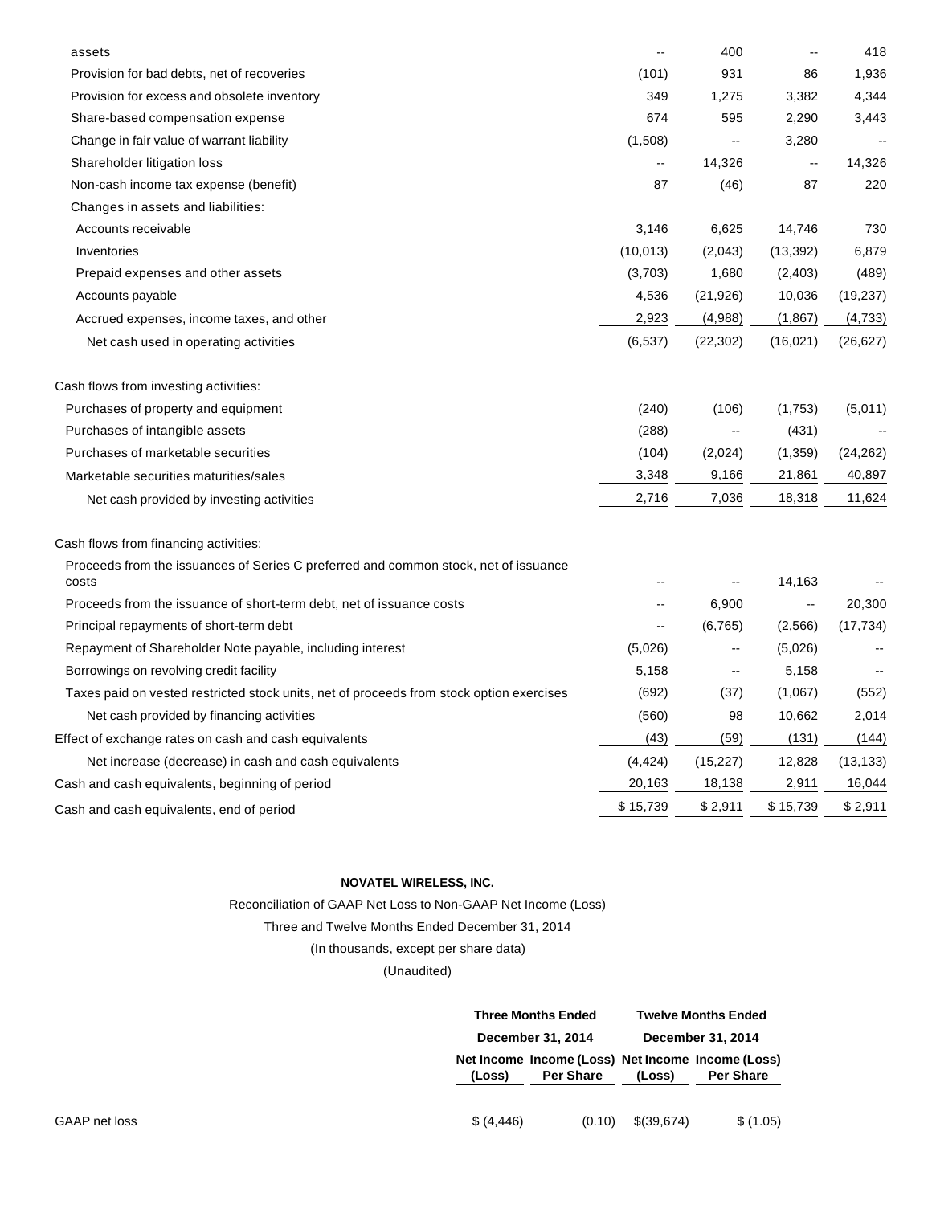| | | | | |
|---|---|---|---|---|
| assets | -- | 400 | -- | 418 |
| Provision for bad debts, net of recoveries | (101) | 931 | 86 | 1,936 |
| Provision for excess and obsolete inventory | 349 | 1,275 | 3,382 | 4,344 |
| Share-based compensation expense | 674 | 595 | 2,290 | 3,443 |
| Change in fair value of warrant liability | (1,508) | -- | 3,280 | -- |
| Shareholder litigation loss | -- | 14,326 | -- | 14,326 |
| Non-cash income tax expense (benefit) | 87 | (46) | 87 | 220 |
| Changes in assets and liabilities: | | | | |
| Accounts receivable | 3,146 | 6,625 | 14,746 | 730 |
| Inventories | (10,013) | (2,043) | (13,392) | 6,879 |
| Prepaid expenses and other assets | (3,703) | 1,680 | (2,403) | (489) |
| Accounts payable | 4,536 | (21,926) | 10,036 | (19,237) |
| Accrued expenses, income taxes, and other | 2,923 | (4,988) | (1,867) | (4,733) |
| Net cash used in operating activities | (6,537) | (22,302) | (16,021) | (26,627) |
| | | | | |
| Cash flows from investing activities: | | | | |
| Purchases of property and equipment | (240) | (106) | (1,753) | (5,011) |
| Purchases of intangible assets | (288) | -- | (431) | -- |
| Purchases of marketable securities | (104) | (2,024) | (1,359) | (24,262) |
| Marketable securities maturities/sales | 3,348 | 9,166 | 21,861 | 40,897 |
| Net cash provided by investing activities | 2,716 | 7,036 | 18,318 | 11,624 |
| | | | | |
| Cash flows from financing activities: | | | | |
| Proceeds from the issuances of Series C preferred and common stock, net of issuance costs | -- | -- | 14,163 | -- |
| Proceeds from the issuance of short-term debt, net of issuance costs | -- | 6,900 | -- | 20,300 |
| Principal repayments of short-term debt | -- | (6,765) | (2,566) | (17,734) |
| Repayment of Shareholder Note payable, including interest | (5,026) | -- | (5,026) | -- |
| Borrowings on revolving credit facility | 5,158 | -- | 5,158 | -- |
| Taxes paid on vested restricted stock units, net of proceeds from stock option exercises | (692) | (37) | (1,067) | (552) |
| Net cash provided by financing activities | (560) | 98 | 10,662 | 2,014 |
| Effect of exchange rates on cash and cash equivalents | (43) | (59) | (131) | (144) |
| Net increase (decrease) in cash and cash equivalents | (4,424) | (15,227) | 12,828 | (13,133) |
| Cash and cash equivalents, beginning of period | 20,163 | 18,138 | 2,911 | 16,044 |
| Cash and cash equivalents, end of period | $ 15,739 | $ 2,911 | $ 15,739 | $ 2,911 |

**NOVATEL WIRELESS, INC.**

Reconciliation of GAAP Net Loss to Non-GAAP Net Income (Loss)

Three and Twelve Months Ended December 31, 2014

(In thousands, except per share data)

(Unaudited)

| | Three Months Ended December 31, 2014 | | Twelve Months Ended December 31, 2014 | |
|---|---|---|---|---|
| | Net Income (Loss) | Income (Loss) Per Share | Net Income (Loss) | Income (Loss) Per Share |
| GAAP net loss | $ (4,446) | (0.10) | $(39,674) | $ (1.05) |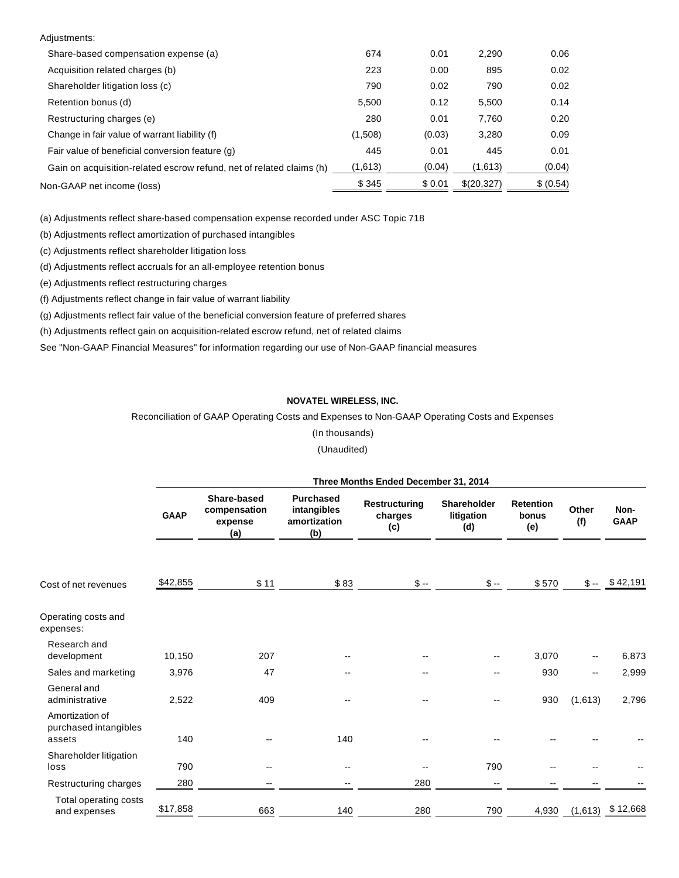| | | | | |
|---|---|---|---|---|
| Adjustments: | | | | |
| Share-based compensation expense (a) | 674 | 0.01 | 2,290 | 0.06 |
| Acquisition related charges (b) | 223 | 0.00 | 895 | 0.02 |
| Shareholder litigation loss (c) | 790 | 0.02 | 790 | 0.02 |
| Retention bonus (d) | 5,500 | 0.12 | 5,500 | 0.14 |
| Restructuring charges (e) | 280 | 0.01 | 7,760 | 0.20 |
| Change in fair value of warrant liability (f) | (1,508) | (0.03) | 3,280 | 0.09 |
| Fair value of beneficial conversion feature (g) | 445 | 0.01 | 445 | 0.01 |
| Gain on acquisition-related escrow refund, net of related claims (h) | (1,613) | (0.04) | (1,613) | (0.04) |
| Non-GAAP net income (loss) | $ 345 | $ 0.01 | $(20,327) | $ (0.54) |

(a) Adjustments reflect share-based compensation expense recorded under ASC Topic 718

(b) Adjustments reflect amortization of purchased intangibles

(c) Adjustments reflect shareholder litigation loss

(d) Adjustments reflect accruals for an all-employee retention bonus

(e) Adjustments reflect restructuring charges

(f) Adjustments reflect change in fair value of warrant liability

(g) Adjustments reflect fair value of the beneficial conversion feature of preferred shares

(h) Adjustments reflect gain on acquisition-related escrow refund, net of related claims

See "Non-GAAP Financial Measures" for information regarding our use of Non-GAAP financial measures

**NOVATEL WIRELESS, INC.**

Reconciliation of GAAP Operating Costs and Expenses to Non-GAAP Operating Costs and Expenses

(In thousands)

(Unaudited)

| | Three Months Ended December 31, 2014 | | | | | | | |
|---|---|---|---|---|---|---|---|---|
| | **GAAP** | **Share-based compensation expense (a)** | **Purchased intangibles amortization (b)** | **Restructuring charges (c)** | **Shareholder litigation (d)** | **Retention bonus (e)** | **Other (f)** | **Non-GAAP** |
| Cost of net revenues | $42,855 | $ 11 | $ 83 | $ -- | $ -- | $ 570 | $ -- | $ 42,191 |
| Operating costs and expenses: | | | | | | | | |
| Research and development | 10,150 | 207 | -- | -- | -- | 3,070 | -- | 6,873 |
| Sales and marketing | 3,976 | 47 | -- | -- | -- | 930 | -- | 2,999 |
| General and administrative | 2,522 | 409 | -- | -- | -- | 930 | (1,613) | 2,796 |
| Amortization of purchased intangibles assets | 140 | -- | 140 | -- | -- | -- | -- | -- |
| Shareholder litigation loss | 790 | -- | -- | -- | 790 | -- | -- | -- |
| Restructuring charges | 280 | -- | -- | 280 | -- | -- | -- | -- |
| Total operating costs and expenses | $17,858 | 663 | 140 | 280 | 790 | 4,930 | (1,613) | $ 12,668 |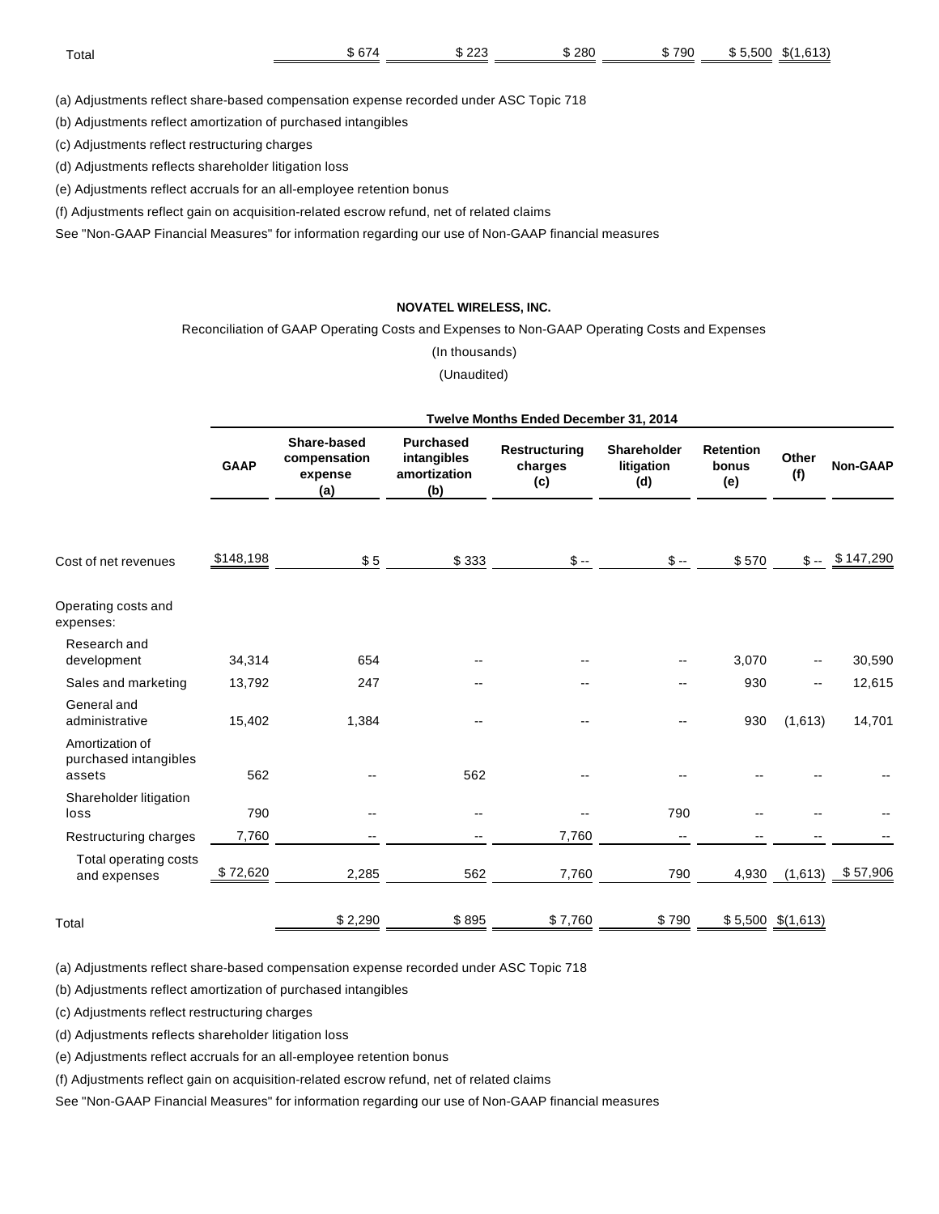| Total | | $ 674 | $ 223 | $ 280 | $ 790 | $ 5,500 | $(1,613) | |
|---|---|---|---|---|---|---|---|---|

(a) Adjustments reflect share-based compensation expense recorded under ASC Topic 718

(b) Adjustments reflect amortization of purchased intangibles

(c) Adjustments reflect restructuring charges

(d) Adjustments reflects shareholder litigation loss

(e) Adjustments reflect accruals for an all-employee retention bonus

(f) Adjustments reflect gain on acquisition-related escrow refund, net of related claims

See "Non-GAAP Financial Measures" for information regarding our use of Non-GAAP financial measures

**NOVATEL WIRELESS, INC.**

Reconciliation of GAAP Operating Costs and Expenses to Non-GAAP Operating Costs and Expenses

(In thousands)

(Unaudited)

| | Twelve Months Ended December 31, 2014 | | | | | | | |
|---|---|---|---|---|---|---|---|---|
| | **GAAP** | **Share-based compensation expense (a)** | **Purchased intangibles amortization (b)** | **Restructuring charges (c)** | **Shareholder litigation (d)** | **Retention bonus (e)** | **Other (f)** | **Non-GAAP** |
| Cost of net revenues | $148,198 | $ 5 | $ 333 | $ -- | $ -- | $ 570 | $ -- | $ 147,290 |
| Operating costs and expenses: | | | | | | | | |
| Research and development | 34,314 | 654 | -- | -- | -- | 3,070 | -- | 30,590 |
| Sales and marketing | 13,792 | 247 | -- | -- | -- | 930 | -- | 12,615 |
| General and administrative | 15,402 | 1,384 | -- | -- | -- | 930 | (1,613) | 14,701 |
| Amortization of purchased intangibles assets | 562 | -- | 562 | -- | -- | -- | -- | -- |
| Shareholder litigation loss | 790 | -- | -- | -- | 790 | -- | -- | -- |
| Restructuring charges | 7,760 | -- | -- | 7,760 | -- | -- | -- | -- |
| Total operating costs and expenses | $ 72,620 | 2,285 | 562 | 7,760 | 790 | 4,930 | (1,613) | $ 57,906 |
| Total | | $ 2,290 | $ 895 | $ 7,760 | $ 790 | $ 5,500 | $(1,613) | |

(a) Adjustments reflect share-based compensation expense recorded under ASC Topic 718

(b) Adjustments reflect amortization of purchased intangibles

(c) Adjustments reflect restructuring charges

(d) Adjustments reflects shareholder litigation loss

(e) Adjustments reflect accruals for an all-employee retention bonus

(f) Adjustments reflect gain on acquisition-related escrow refund, net of related claims

See "Non-GAAP Financial Measures" for information regarding our use of Non-GAAP financial measures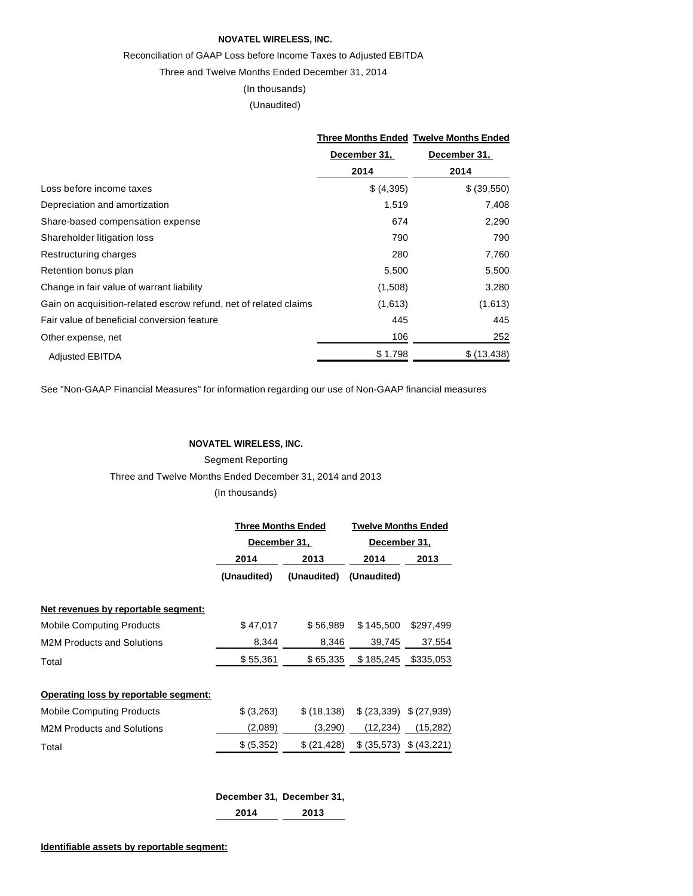**NOVATEL WIRELESS, INC.**

Reconciliation of GAAP Loss before Income Taxes to Adjusted EBITDA

Three and Twelve Months Ended December 31, 2014

(In thousands)

(Unaudited)

| | Three Months Ended December 31, 2014 | Twelve Months Ended December 31, 2014 |
|---|---|---|
| Loss before income taxes | $ (4,395) | $ (39,550) |
| Depreciation and amortization | 1,519 | 7,408 |
| Share-based compensation expense | 674 | 2,290 |
| Shareholder litigation loss | 790 | 790 |
| Restructuring charges | 280 | 7,760 |
| Retention bonus plan | 5,500 | 5,500 |
| Change in fair value of warrant liability | (1,508) | 3,280 |
| Gain on acquisition-related escrow refund, net of related claims | (1,613) | (1,613) |
| Fair value of beneficial conversion feature | 445 | 445 |
| Other expense, net | 106 | 252 |
| Adjusted EBITDA | $ 1,798 | $ (13,438) |

See "Non-GAAP Financial Measures" for information regarding our use of Non-GAAP financial measures

**NOVATEL WIRELESS, INC.**

Segment Reporting

Three and Twelve Months Ended December 31, 2014 and 2013

(In thousands)

| | Three Months Ended December 31, | | Twelve Months Ended December 31, | |
|---|---|---|---|---|
| | 2014 | 2013 | 2014 | 2013 |
| | (Unaudited) | (Unaudited) | (Unaudited) | |
| **Net revenues by reportable segment:** | | | | |
| Mobile Computing Products | $ 47,017 | $ 56,989 | $ 145,500 | $297,499 |
| M2M Products and Solutions | 8,344 | 8,346 | 39,745 | 37,554 |
| Total | $ 55,361 | $ 65,335 | $ 185,245 | $335,053 |
| **Operating loss by reportable segment:** | | | | |
| Mobile Computing Products | $ (3,263) | $ (18,138) | $ (23,339) | $ (27,939) |
| M2M Products and Solutions | (2,089) | (3,290) | (12,234) | (15,282) |
| Total | $ (5,352) | $ (21,428) | $ (35,573) | $ (43,221) |

| | December 31, 2014 | December 31, 2013 |
|---|---|---|
| **Identifiable assets by reportable segment:** | | |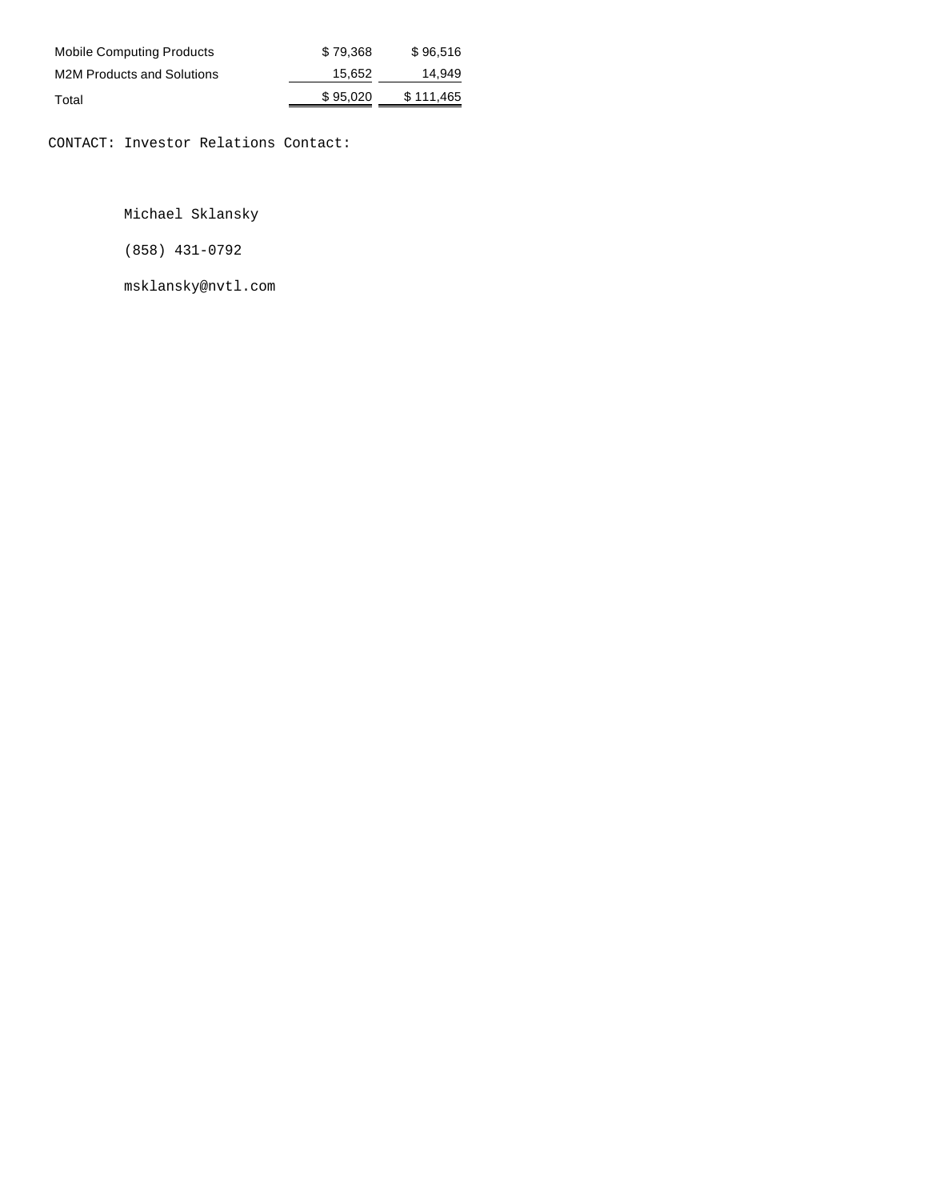| | | |
|---|---|---|
| Mobile Computing Products | $ 79,368 | $ 96,516 |
| M2M Products and Solutions | 15,652 | 14,949 |
| Total | $ 95,020 | $ 111,465 |

CONTACT: Investor Relations Contact:

Michael Sklansky

(858) 431-0792

msklansky@nvtl.com